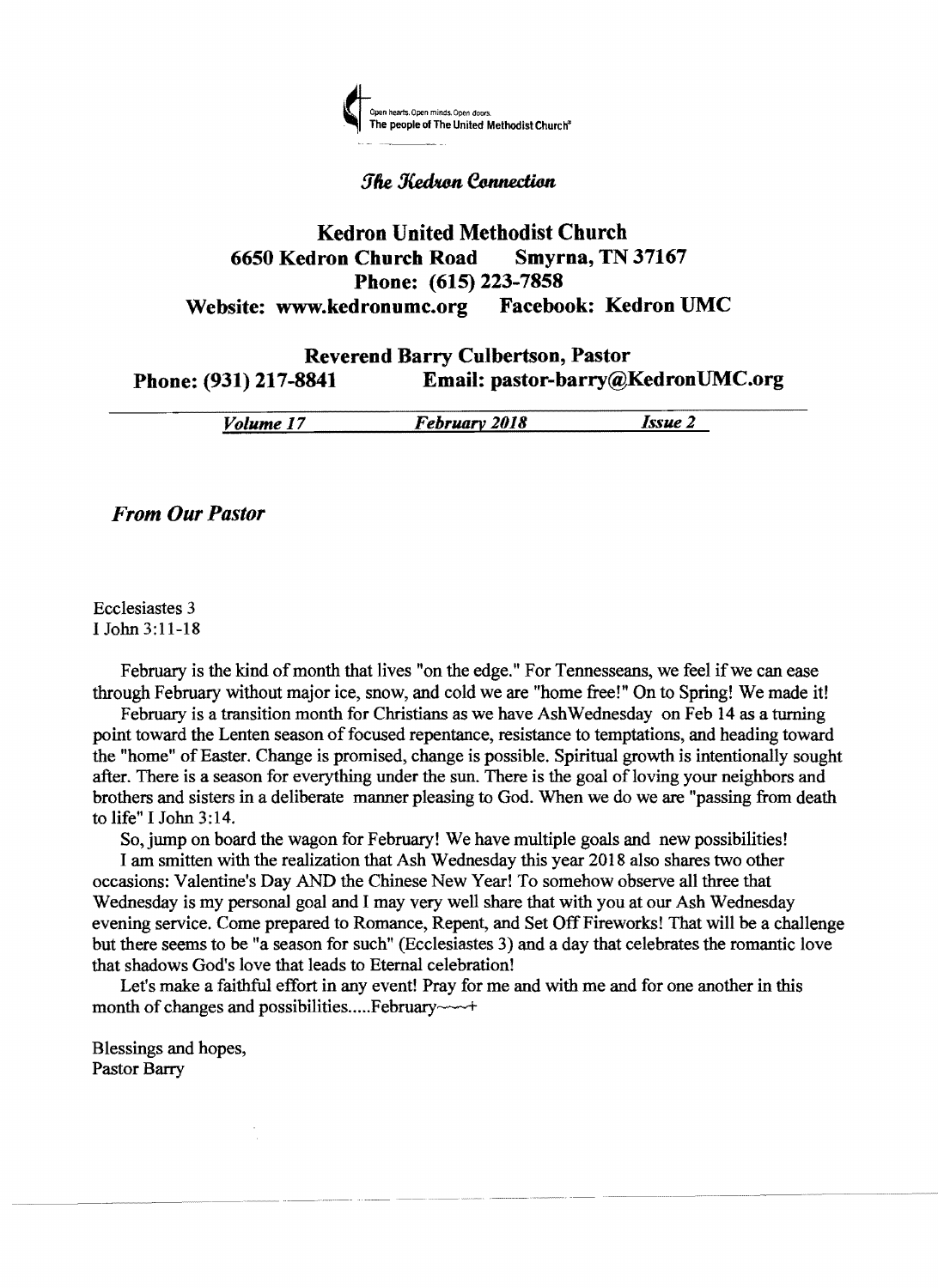Open hearts. Open minds. Open doors.
The people of The United Methodist Church®

*The Kedron Connection*

# Kedron United Methodist Church

**6650 Kedron Church Road Smyrna, TN 37167**
**Phone: (615) 223-7858**
**Website: www.kedronumc.org Facebook: Kedron UMC**

**Reverend Barry Culbertson, Pastor**
**Phone: (931) 217-8841 Email: pastor-barry@KedronUMC.org**

*Volume 17* *February 2018* *Issue 2*

## *From Our Pastor*

Ecclesiastes 3
I John 3:11-18

February is the kind of month that lives "on the edge." For Tennesseans, we feel if we can ease through February without major ice, snow, and cold we are "home free!" On to Spring! We made it!

February is a transition month for Christians as we have AshWednesday on Feb 14 as a turning point toward the Lenten season of focused repentance, resistance to temptations, and heading toward the "home" of Easter. Change is promised, change is possible. Spiritual growth is intentionally sought after. There is a season for everything under the sun. There is the goal of loving your neighbors and brothers and sisters in a deliberate manner pleasing to God. When we do we are "passing from death to life" I John 3:14.

So, jump on board the wagon for February! We have multiple goals and new possibilities!

I am smitten with the realization that Ash Wednesday this year 2018 also shares two other occasions: Valentine's Day AND the Chinese New Year! To somehow observe all three that Wednesday is my personal goal and I may very well share that with you at our Ash Wednesday evening service. Come prepared to Romance, Repent, and Set Off Fireworks! That will be a challenge but there seems to be "a season for such" (Ecclesiastes 3) and a day that celebrates the romantic love that shadows God's love that leads to Eternal celebration!

Let's make a faithful effort in any event! Pray for me and with me and for one another in this month of changes and possibilities.....February~~~+

Blessings and hopes,
Pastor Barry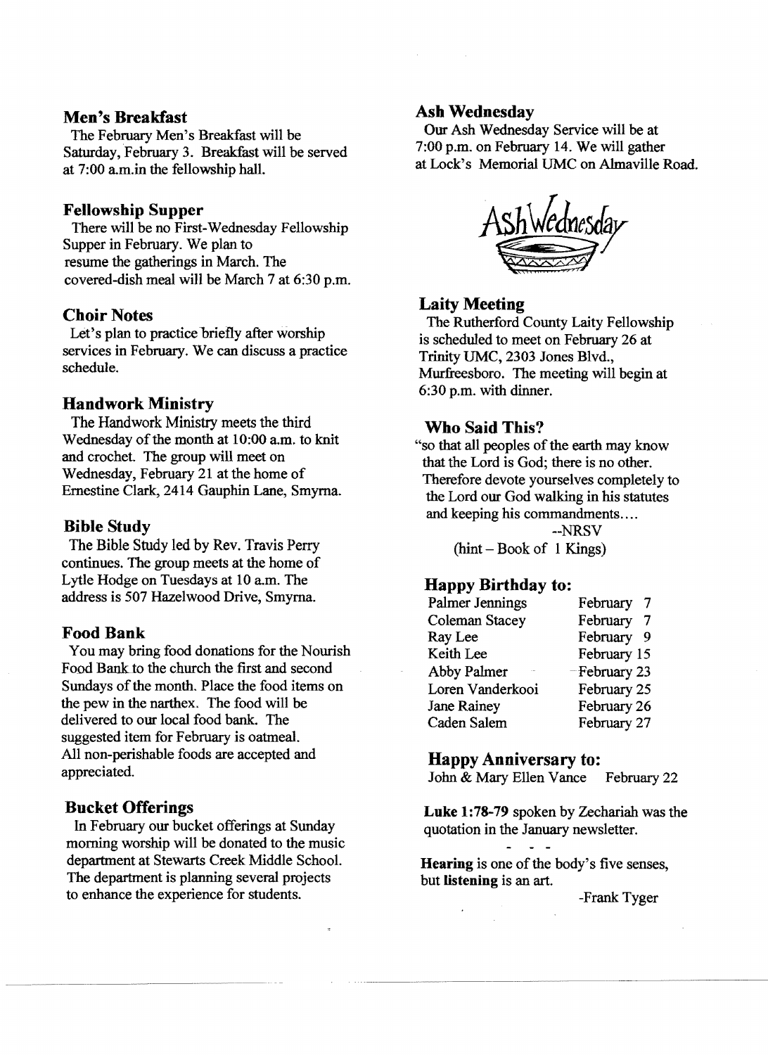## Men's Breakfast

The February Men's Breakfast will be Saturday, February 3. Breakfast will be served at 7:00 a.m.in the fellowship hall.

## Fellowship Supper

There will be no First-Wednesday Fellowship Supper in February. We plan to resume the gatherings in March. The covered-dish meal will be March 7 at 6:30 p.m.

## Choir Notes

Let's plan to practice briefly after worship services in February. We can discuss a practice schedule.

## Handwork Ministry

The Handwork Ministry meets the third Wednesday of the month at 10:00 a.m. to knit and crochet. The group will meet on Wednesday, February 21 at the home of Ernestine Clark, 2414 Gauphin Lane, Smyrna.

## Bible Study

The Bible Study led by Rev. Travis Perry continues. The group meets at the home of Lytle Hodge on Tuesdays at 10 a.m. The address is 507 Hazelwood Drive, Smyrna.

## Food Bank

You may bring food donations for the Nourish Food Bank to the church the first and second Sundays of the month. Place the food items on the pew in the narthex. The food will be delivered to our local food bank. The suggested item for February is oatmeal. All non-perishable foods are accepted and appreciated.

## Bucket Offerings

In February our bucket offerings at Sunday morning worship will be donated to the music department at Stewarts Creek Middle School. The department is planning several projects to enhance the experience for students.

## Ash Wednesday

Our Ash Wednesday Service will be at 7:00 p.m. on February 14. We will gather at Lock's Memorial UMC on Almaville Road.

## Laity Meeting

The Rutherford County Laity Fellowship is scheduled to meet on February 26 at Trinity UMC, 2303 Jones Blvd., Murfreesboro. The meeting will begin at 6:30 p.m. with dinner.

## Who Said This?

"so that all peoples of the earth may know that the Lord is God; there is no other. Therefore devote yourselves completely to the Lord our God walking in his statutes and keeping his commandments....

--NRSV

(hint – Book of 1 Kings)

## Happy Birthday to:

| | |
|---|---|
| Palmer Jennings | February 7 |
| Coleman Stacey | February 7 |
| Ray Lee | February 9 |
| Keith Lee | February 15 |
| Abby Palmer | February 23 |
| Loren Vanderkooi | February 25 |
| Jane Rainey | February 26 |
| Caden Salem | February 27 |

## Happy Anniversary to:

John & Mary Ellen Vance February 22

**Luke 1:78-79** spoken by Zechariah was the quotation in the January newsletter.

- - -

**Hearing** is one of the body's five senses, but **listening** is an art.

-Frank Tyger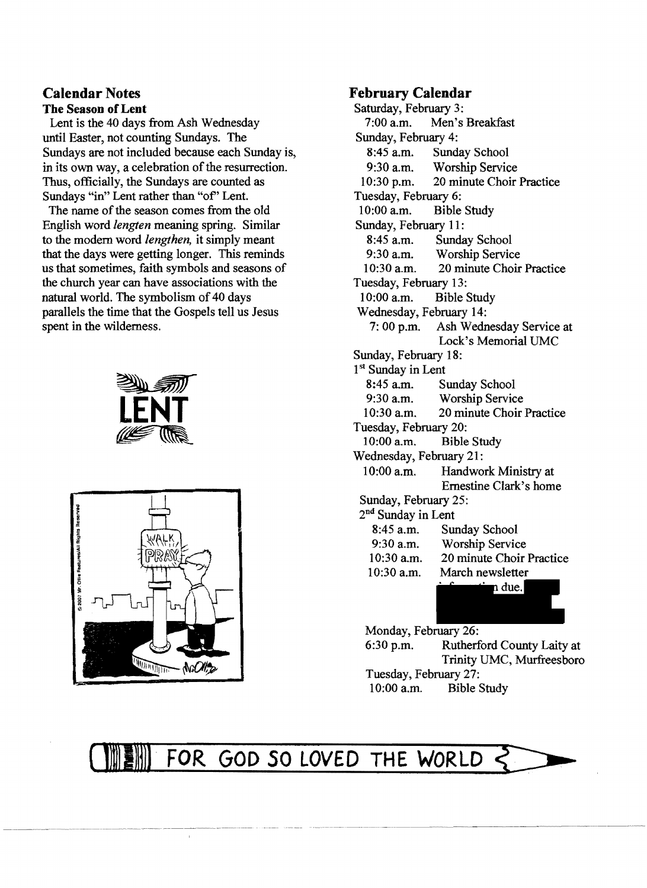## Calendar Notes

### The Season of Lent

Lent is the 40 days from Ash Wednesday until Easter, not counting Sundays. The Sundays are not included because each Sunday is, in its own way, a celebration of the resurrection. Thus, officially, the Sundays are counted as Sundays "in" Lent rather than "of" Lent.

The name of the season comes from the old English word *lengten* meaning spring. Similar to the modern word *lengthen,* it simply meant that the days were getting longer. This reminds us that sometimes, faith symbols and seasons of the church year can have associations with the natural world. The symbolism of 40 days parallels the time that the Gospels tell us Jesus spent in the wilderness.

## February Calendar

Saturday, February 3:
- 7:00 a.m. Men's Breakfast

Sunday, February 4:
- 8:45 a.m. Sunday School
- 9:30 a.m. Worship Service
- 10:30 p.m. 20 minute Choir Practice

Tuesday, February 6:
- 10:00 a.m. Bible Study

Sunday, February 11:
- 8:45 a.m. Sunday School
- 9:30 a.m. Worship Service
- 10:30 a.m. 20 minute Choir Practice

Tuesday, February 13:
- 10:00 a.m. Bible Study

Wednesday, February 14:
- 7: 00 p.m. Ash Wednesday Service at Lock's Memorial UMC

Sunday, February 18:
1st Sunday in Lent
- 8:45 a.m. Sunday School
- 9:30 a.m. Worship Service
- 10:30 a.m. 20 minute Choir Practice

Tuesday, February 20:
- 10:00 a.m. Bible Study

Wednesday, February 21:
- 10:00 a.m. Handwork Ministry at Ernestine Clark's home

Sunday, February 25:
2nd Sunday in Lent
- 8:45 a.m. Sunday School
- 9:30 a.m. Worship Service
- 10:30 a.m. 20 minute Choir Practice
- 10:30 a.m. March newsletter information due.

Monday, February 26:
- 6:30 p.m. Rutherford County Laity at Trinity UMC, Murfreesboro

Tuesday, February 27:
- 10:00 a.m. Bible Study

FOR GOD SO LOVED THE WORLD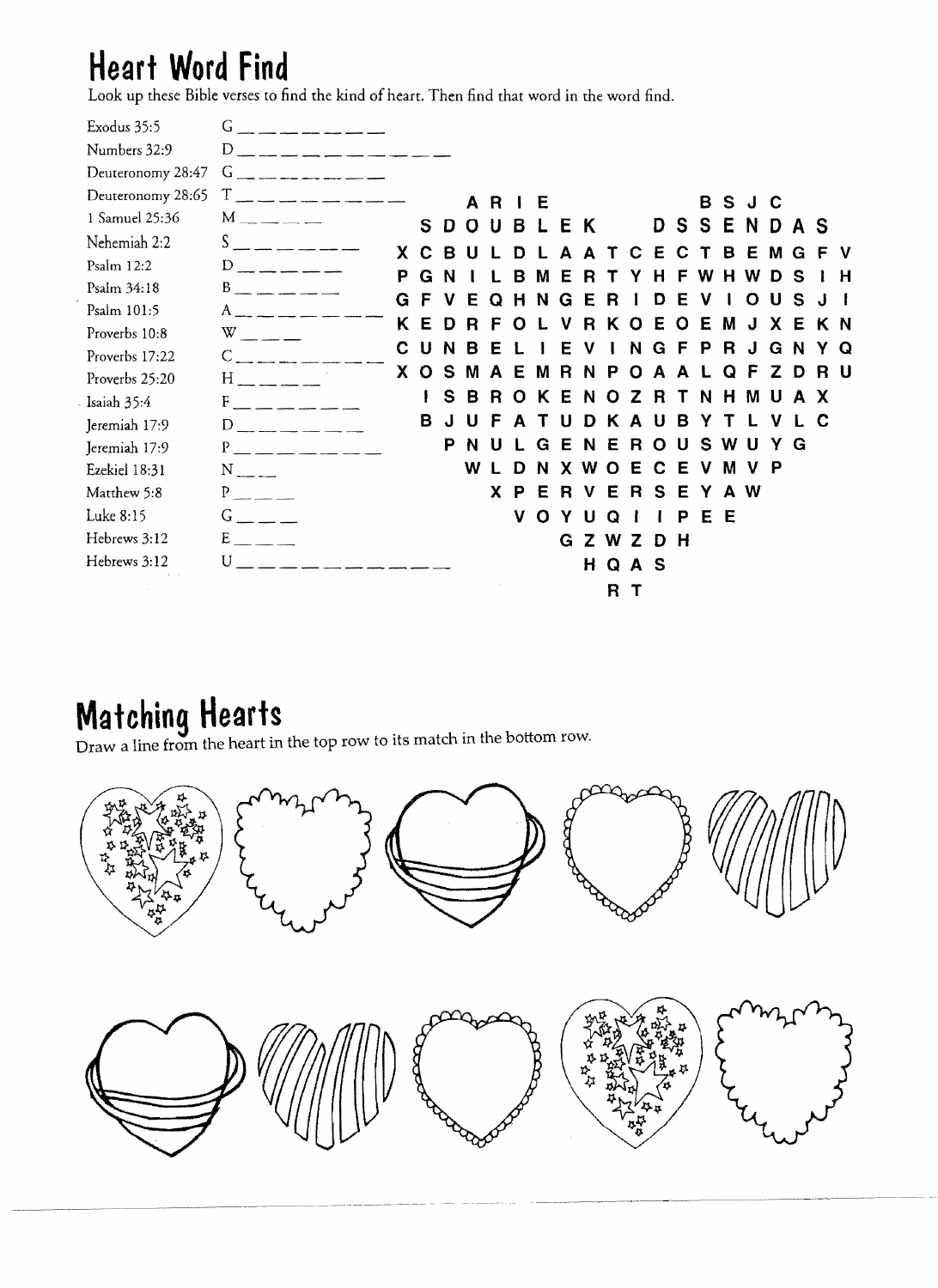# Heart Word Find

Look up these Bible verses to find the kind of heart. Then find that word in the word find.

| | |
|---|---|
| Exodus 35:5 | G _ _ _ _ _ _ _ _ |
| Numbers 32:9 | D _ _ _ _ _ _ _ _ _ _ _ _ |
| Deuteronomy 28:47 | G _ _ _ _ _ _ |
| Deuteronomy 28:65 | T _ _ _ _ _ _ _ _ _ |
| 1 Samuel 25:36 | M _ _ _ _ |
| Nehemiah 2:2 | S _ _ _ _ _ _ |
| Psalm 12:2 | D _ _ _ _ _ _ |
| Psalm 34:18 | B _ _ _ _ _ _ |
| Psalm 101:5 | A _ _ _ _ _ _ _ _ |
| Proverbs 10:8 | W _ _ _ _ |
| Proverbs 17:22 | C _ _ _ _ _ _ _ _ |
| Proverbs 25:20 | H _ _ _ _ _ |
| Isaiah 35:4 | F _ _ _ _ _ _ _ _ |
| Jeremiah 17:9 | D _ _ _ _ _ _ _ _ _ |
| Jeremiah 17:9 | P _ _ _ _ _ _ _ _ _ |
| Ezekiel 18:31 | N _ _ |
| Matthew 5:8 | P _ _ _ |
| Luke 8:15 | G _ _ _ |
| Hebrews 3:12 | E _ _ _ |
| Hebrews 3:12 | U _ _ _ _ _ _ _ _ _ _ _ _ |

```
      A R I E           B S J C
    S D O U B L E K     D S S E N D A S
  X C B U L D L A A T C E C T B E M G F V
  P G N I L B M E R T Y H F W H W D S I H
  G F V E Q H N G E R I D E V I O U S J I
  K E D R F O L V R K O E O E M J X E K N
  C U N B E L I E V I N G F P R J G N Y Q
  X O S M A E M R N P O A A L Q F Z D R U
    I S B R O K E N O Z R T N H M U A X
    B J U F A T U D K A U B Y T L V L C
      P N U L G E N E R O U S W U Y G
        W L D N X W O E C E V M V P
          X P E R V E R S E Y A W
            V O Y U Q I I P E E
               G Z W Z D H
                 H Q A S
                   R T
```

# Matching Hearts

Draw a line from the heart in the top row to its match in the bottom row.